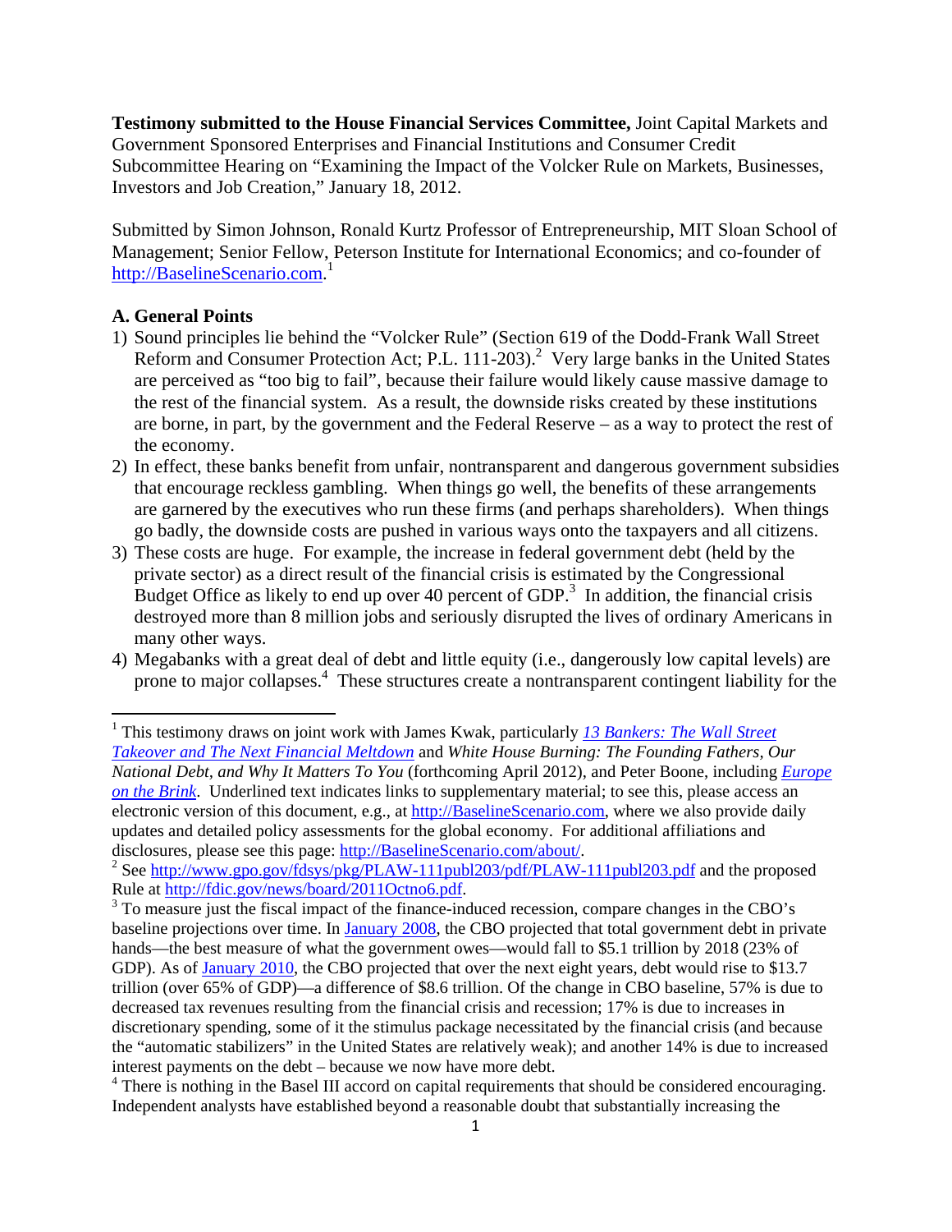**Testimony submitted to the House Financial Services Committee,** Joint Capital Markets and Government Sponsored Enterprises and Financial Institutions and Consumer Credit Subcommittee Hearing on "Examining the Impact of the Volcker Rule on Markets, Businesses, Investors and Job Creation," January 18, 2012.

Submitted by Simon Johnson, Ronald Kurtz Professor of Entrepreneurship, MIT Sloan School of Management; Senior Fellow, Peterson Institute for International Economics; and co-founder of http://BaselineScenario.com.[1]

## A. General Points

1) Sound principles lie behind the "Volcker Rule" (Section 619 of the Dodd-Frank Wall Street Reform and Consumer Protection Act; P.L. 111-203).[2] Very large banks in the United States are perceived as "too big to fail", because their failure would likely cause massive damage to the rest of the financial system. As a result, the downside risks created by these institutions are borne, in part, by the government and the Federal Reserve – as a way to protect the rest of the economy.
2) In effect, these banks benefit from unfair, nontransparent and dangerous government subsidies that encourage reckless gambling. When things go well, the benefits of these arrangements are garnered by the executives who run these firms (and perhaps shareholders). When things go badly, the downside costs are pushed in various ways onto the taxpayers and all citizens.
3) These costs are huge. For example, the increase in federal government debt (held by the private sector) as a direct result of the financial crisis is estimated by the Congressional Budget Office as likely to end up over 40 percent of GDP.[3] In addition, the financial crisis destroyed more than 8 million jobs and seriously disrupted the lives of ordinary Americans in many other ways.
4) Megabanks with a great deal of debt and little equity (i.e., dangerously low capital levels) are prone to major collapses.[4] These structures create a nontransparent contingent liability for the

---

[1] This testimony draws on joint work with James Kwak, particularly *13 Bankers: The Wall Street Takeover and The Next Financial Meltdown* and *White House Burning: The Founding Fathers, Our National Debt, and Why It Matters To You* (forthcoming April 2012), and Peter Boone, including *Europe on the Brink*. Underlined text indicates links to supplementary material; to see this, please access an electronic version of this document, e.g., at http://BaselineScenario.com, where we also provide daily updates and detailed policy assessments for the global economy. For additional affiliations and disclosures, please see this page: http://BaselineScenario.com/about/.

[2] See http://www.gpo.gov/fdsys/pkg/PLAW-111publ203/pdf/PLAW-111publ203.pdf and the proposed Rule at http://fdic.gov/news/board/2011Octno6.pdf.

[3] To measure just the fiscal impact of the finance-induced recession, compare changes in the CBO's baseline projections over time. In January 2008, the CBO projected that total government debt in private hands—the best measure of what the government owes—would fall to $5.1 trillion by 2018 (23% of GDP). As of January 2010, the CBO projected that over the next eight years, debt would rise to $13.7 trillion (over 65% of GDP)—a difference of $8.6 trillion. Of the change in CBO baseline, 57% is due to decreased tax revenues resulting from the financial crisis and recession; 17% is due to increases in discretionary spending, some of it the stimulus package necessitated by the financial crisis (and because the "automatic stabilizers" in the United States are relatively weak); and another 14% is due to increased interest payments on the debt – because we now have more debt.

[4] There is nothing in the Basel III accord on capital requirements that should be considered encouraging. Independent analysts have established beyond a reasonable doubt that substantially increasing the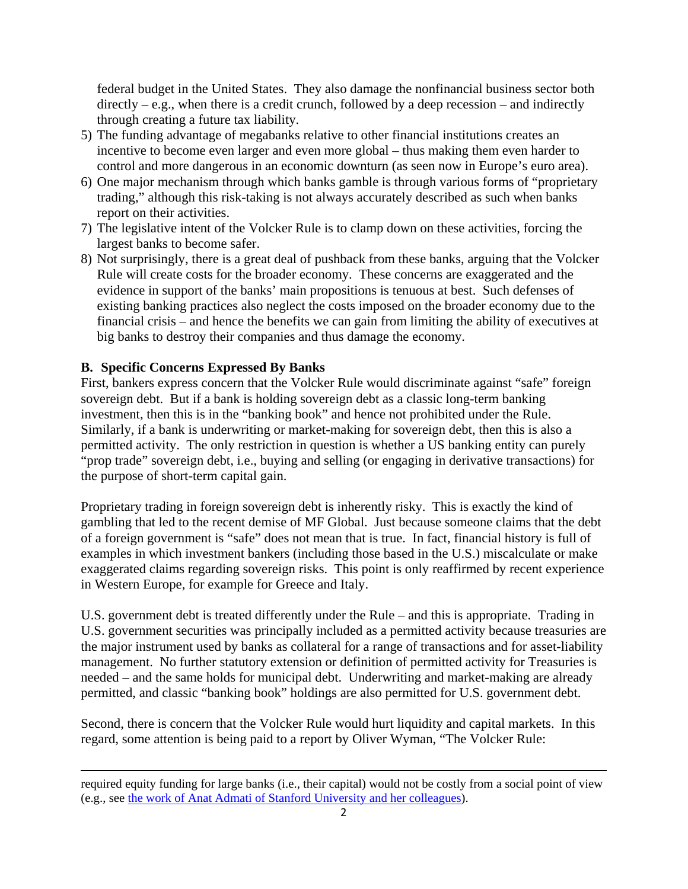federal budget in the United States. They also damage the nonfinancial business sector both directly – e.g., when there is a credit crunch, followed by a deep recession – and indirectly through creating a future tax liability.

5) The funding advantage of megabanks relative to other financial institutions creates an incentive to become even larger and even more global – thus making them even harder to control and more dangerous in an economic downturn (as seen now in Europe's euro area).
6) One major mechanism through which banks gamble is through various forms of "proprietary trading," although this risk-taking is not always accurately described as such when banks report on their activities.
7) The legislative intent of the Volcker Rule is to clamp down on these activities, forcing the largest banks to become safer.
8) Not surprisingly, there is a great deal of pushback from these banks, arguing that the Volcker Rule will create costs for the broader economy. These concerns are exaggerated and the evidence in support of the banks' main propositions is tenuous at best. Such defenses of existing banking practices also neglect the costs imposed on the broader economy due to the financial crisis – and hence the benefits we can gain from limiting the ability of executives at big banks to destroy their companies and thus damage the economy.

## B. Specific Concerns Expressed By Banks

First, bankers express concern that the Volcker Rule would discriminate against "safe" foreign sovereign debt. But if a bank is holding sovereign debt as a classic long-term banking investment, then this is in the "banking book" and hence not prohibited under the Rule. Similarly, if a bank is underwriting or market-making for sovereign debt, then this is also a permitted activity. The only restriction in question is whether a US banking entity can purely "prop trade" sovereign debt, i.e., buying and selling (or engaging in derivative transactions) for the purpose of short-term capital gain.

Proprietary trading in foreign sovereign debt is inherently risky. This is exactly the kind of gambling that led to the recent demise of MF Global. Just because someone claims that the debt of a foreign government is "safe" does not mean that is true. In fact, financial history is full of examples in which investment bankers (including those based in the U.S.) miscalculate or make exaggerated claims regarding sovereign risks. This point is only reaffirmed by recent experience in Western Europe, for example for Greece and Italy.

U.S. government debt is treated differently under the Rule – and this is appropriate. Trading in U.S. government securities was principally included as a permitted activity because treasuries are the major instrument used by banks as collateral for a range of transactions and for asset-liability management. No further statutory extension or definition of permitted activity for Treasuries is needed – and the same holds for municipal debt. Underwriting and market-making are already permitted, and classic "banking book" holdings are also permitted for U.S. government debt.

Second, there is concern that the Volcker Rule would hurt liquidity and capital markets. In this regard, some attention is being paid to a report by Oliver Wyman, "The Volcker Rule:

---

required equity funding for large banks (i.e., their capital) would not be costly from a social point of view (e.g., see the work of Anat Admati of Stanford University and her colleagues).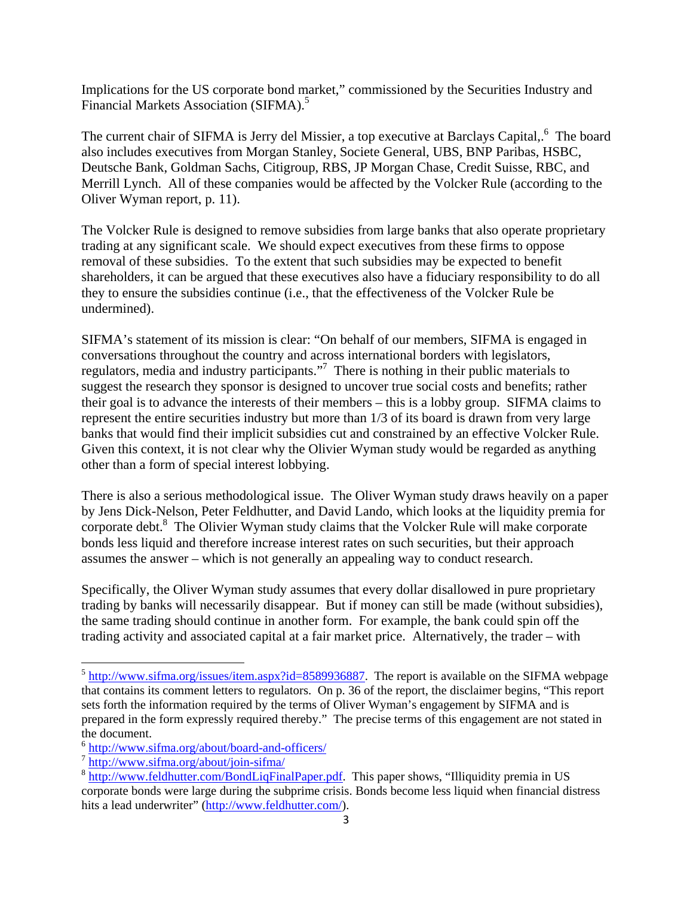Implications for the US corporate bond market," commissioned by the Securities Industry and Financial Markets Association (SIFMA).[5]

The current chair of SIFMA is Jerry del Missier, a top executive at Barclays Capital,.[6] The board also includes executives from Morgan Stanley, Societe General, UBS, BNP Paribas, HSBC, Deutsche Bank, Goldman Sachs, Citigroup, RBS, JP Morgan Chase, Credit Suisse, RBC, and Merrill Lynch. All of these companies would be affected by the Volcker Rule (according to the Oliver Wyman report, p. 11).

The Volcker Rule is designed to remove subsidies from large banks that also operate proprietary trading at any significant scale. We should expect executives from these firms to oppose removal of these subsidies. To the extent that such subsidies may be expected to benefit shareholders, it can be argued that these executives also have a fiduciary responsibility to do all they to ensure the subsidies continue (i.e., that the effectiveness of the Volcker Rule be undermined).

SIFMA's statement of its mission is clear: "On behalf of our members, SIFMA is engaged in conversations throughout the country and across international borders with legislators, regulators, media and industry participants."[7] There is nothing in their public materials to suggest the research they sponsor is designed to uncover true social costs and benefits; rather their goal is to advance the interests of their members – this is a lobby group. SIFMA claims to represent the entire securities industry but more than 1/3 of its board is drawn from very large banks that would find their implicit subsidies cut and constrained by an effective Volcker Rule. Given this context, it is not clear why the Olivier Wyman study would be regarded as anything other than a form of special interest lobbying.

There is also a serious methodological issue. The Oliver Wyman study draws heavily on a paper by Jens Dick-Nelson, Peter Feldhutter, and David Lando, which looks at the liquidity premia for corporate debt.[8] The Olivier Wyman study claims that the Volcker Rule will make corporate bonds less liquid and therefore increase interest rates on such securities, but their approach assumes the answer – which is not generally an appealing way to conduct research.

Specifically, the Oliver Wyman study assumes that every dollar disallowed in pure proprietary trading by banks will necessarily disappear. But if money can still be made (without subsidies), the same trading should continue in another form. For example, the bank could spin off the trading activity and associated capital at a fair market price. Alternatively, the trader – with

---

[5] http://www.sifma.org/issues/item.aspx?id=8589936887. The report is available on the SIFMA webpage that contains its comment letters to regulators. On p. 36 of the report, the disclaimer begins, "This report sets forth the information required by the terms of Oliver Wyman's engagement by SIFMA and is prepared in the form expressly required thereby." The precise terms of this engagement are not stated in the document.

[6] http://www.sifma.org/about/board-and-officers/

[7] http://www.sifma.org/about/join-sifma/

[8] http://www.feldhutter.com/BondLiqFinalPaper.pdf. This paper shows, "Illiquidity premia in US corporate bonds were large during the subprime crisis. Bonds become less liquid when financial distress hits a lead underwriter" (http://www.feldhutter.com/).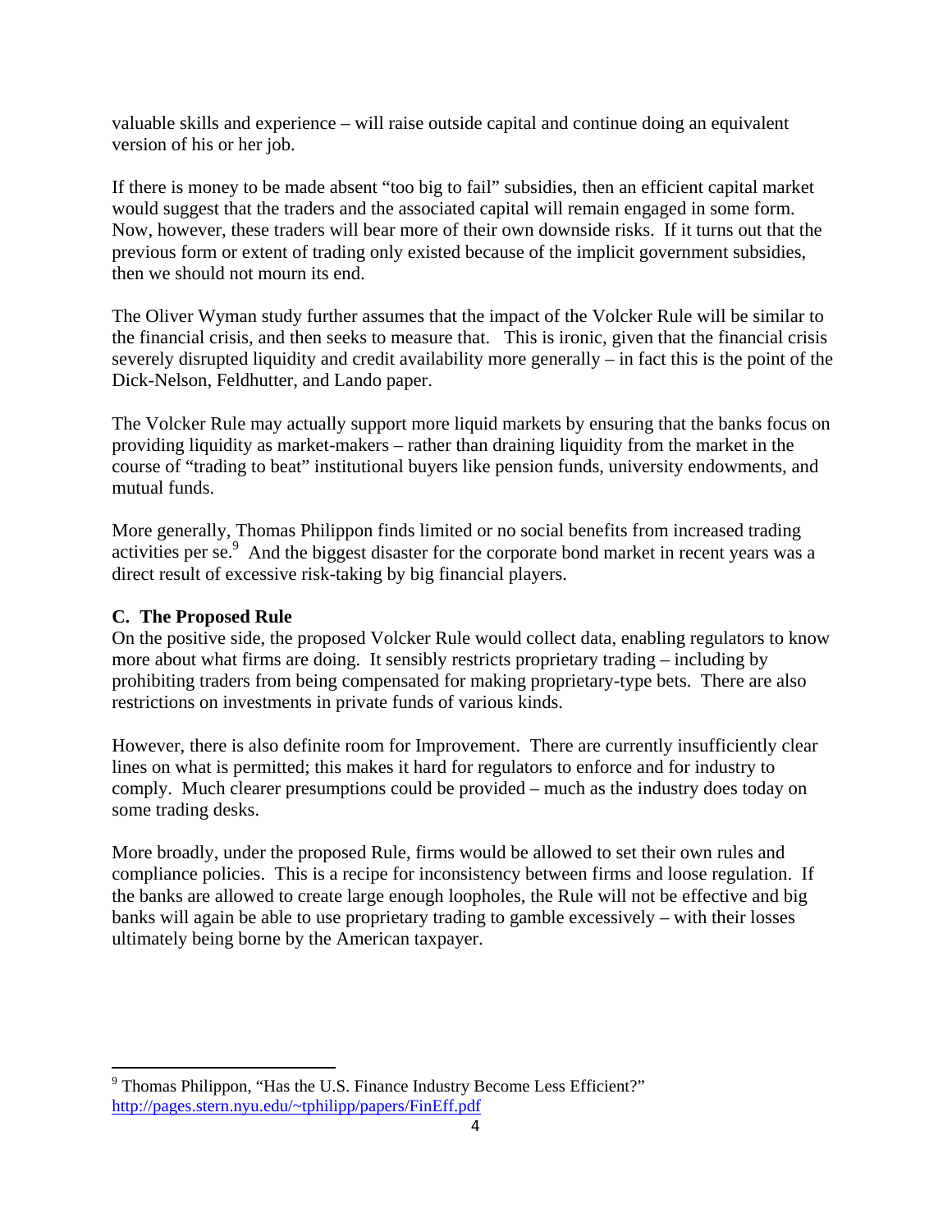valuable skills and experience – will raise outside capital and continue doing an equivalent version of his or her job.

If there is money to be made absent "too big to fail" subsidies, then an efficient capital market would suggest that the traders and the associated capital will remain engaged in some form. Now, however, these traders will bear more of their own downside risks. If it turns out that the previous form or extent of trading only existed because of the implicit government subsidies, then we should not mourn its end.

The Oliver Wyman study further assumes that the impact of the Volcker Rule will be similar to the financial crisis, and then seeks to measure that. This is ironic, given that the financial crisis severely disrupted liquidity and credit availability more generally – in fact this is the point of the Dick-Nelson, Feldhutter, and Lando paper.

The Volcker Rule may actually support more liquid markets by ensuring that the banks focus on providing liquidity as market-makers – rather than draining liquidity from the market in the course of "trading to beat" institutional buyers like pension funds, university endowments, and mutual funds.

More generally, Thomas Philippon finds limited or no social benefits from increased trading activities per se.[9] And the biggest disaster for the corporate bond market in recent years was a direct result of excessive risk-taking by big financial players.

**C. The Proposed Rule**

On the positive side, the proposed Volcker Rule would collect data, enabling regulators to know more about what firms are doing. It sensibly restricts proprietary trading – including by prohibiting traders from being compensated for making proprietary-type bets. There are also restrictions on investments in private funds of various kinds.

However, there is also definite room for Improvement. There are currently insufficiently clear lines on what is permitted; this makes it hard for regulators to enforce and for industry to comply. Much clearer presumptions could be provided – much as the industry does today on some trading desks.

More broadly, under the proposed Rule, firms would be allowed to set their own rules and compliance policies. This is a recipe for inconsistency between firms and loose regulation. If the banks are allowed to create large enough loopholes, the Rule will not be effective and big banks will again be able to use proprietary trading to gamble excessively – with their losses ultimately being borne by the American taxpayer.

---

[9] Thomas Philippon, "Has the U.S. Finance Industry Become Less Efficient?" http://pages.stern.nyu.edu/~tphilipp/papers/FinEff.pdf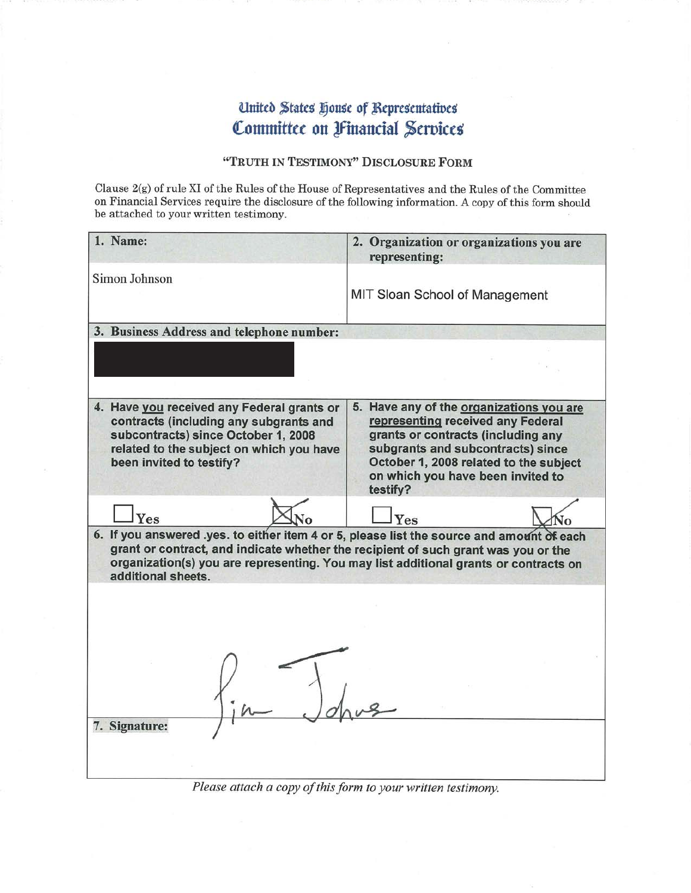# United States House of Representatives
# Committee on Financial Services

## "TRUTH IN TESTIMONY" DISCLOSURE FORM

Clause 2(g) of rule XI of the Rules of the House of Representatives and the Rules of the Committee on Financial Services require the disclosure of the following information. A copy of this form should be attached to your written testimony.

| | |
|---|---|
| **1. Name:** | **2. Organization or organizations you are representing:** |
| Simon Johnson | MIT Sloan School of Management |
| **3. Business Address and telephone number:** | |
| | |
| **4. Have you received any Federal grants or contracts (including any subgrants and subcontracts) since October 1, 2008 related to the subject on which you have been invited to testify?** | **5. Have any of the organizations you are representing received any Federal grants or contracts (including any subgrants and subcontracts) since October 1, 2008 related to the subject on which you have been invited to testify?** |
| ☐ Yes ☒ No | ☐ Yes ☒ No |
| **6. If you answered .yes. to either item 4 or 5, please list the source and amount of each grant or contract, and indicate whether the recipient of such grant was you or the organization(s) you are representing. You may list additional grants or contracts on additional sheets.** | |
| | |
| **7. Signature:** | |

*Please attach a copy of this form to your written testimony.*